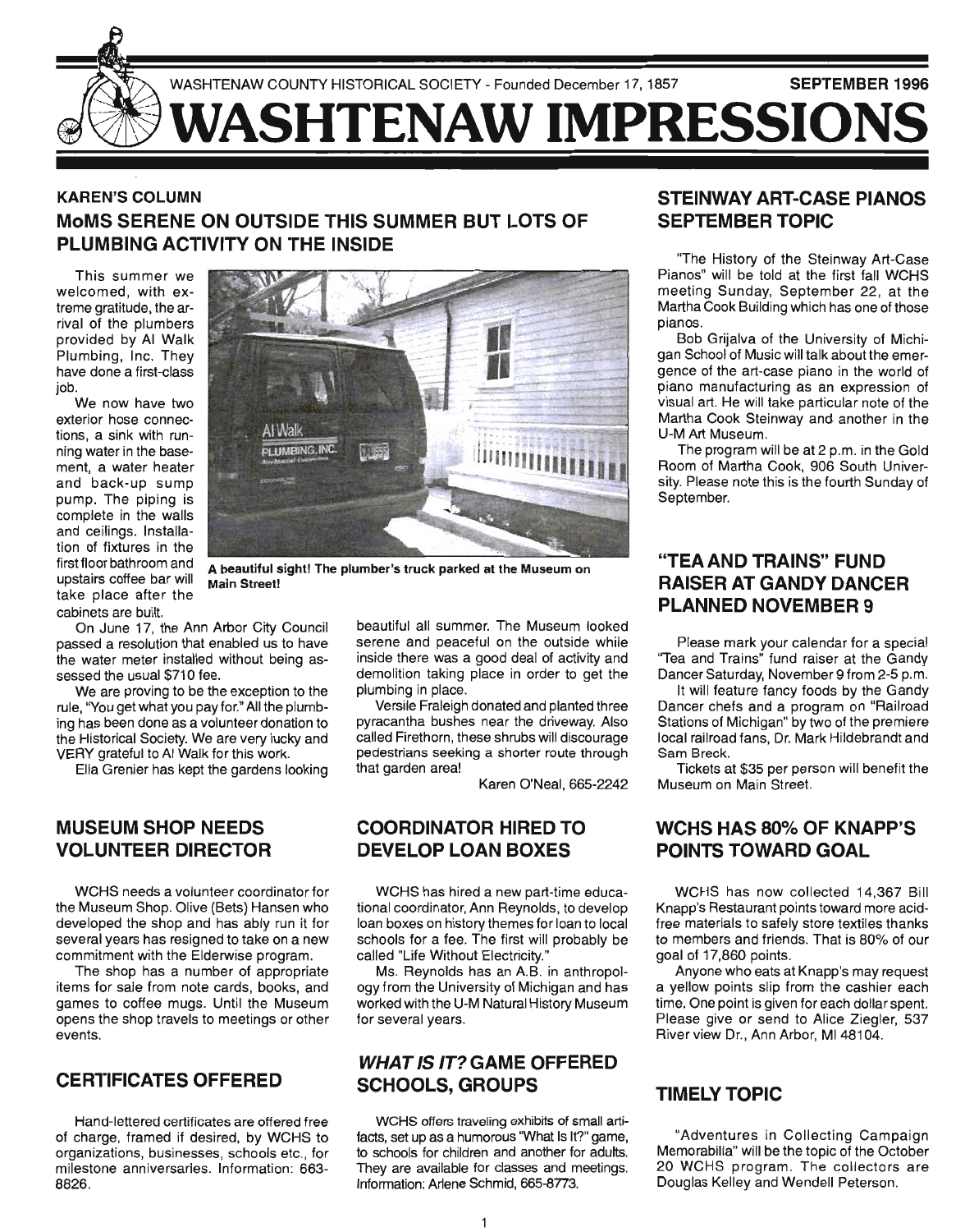WASHTENAW COUNTY HISTORICAL SOCIETY - Founded December 17, 1857 SEPTEMBER 1996

# WASHTENAW IMPRESSIONS

### KAREN'S COLUMN

## MoMS SERENE ON OUTSIDE THIS SUMMER BUT LOTS OF PLUMBING ACTIVITY ON THE INSIDE

This summer we welcomed, with extreme gratitude, the arrival of the plumbers provided by Al Walk Plumbing, Inc. They have done a first-class job.

We now have two exterior hose connections, a sink with running water in the basement, a water heater and back-up sump pump. The piping is complete in the walls and ceilings. Installation of fixtures in the first floor bathroom and upstairs coffee bar will take place after the cabinets are built.

**A beautiful sight! The plumber's truck parked at the Museum on Main Street!**

On June 17, the Ann Arbor City Council passed a resolution that enabled us to have the water meter installed without being assessed the usual $710 fee.

We are proving to be the exception to the rule, "You get what you pay for." All the plumbing has been done as a volunteer donation to the Historical Society. We are very lucky and VERY grateful to Al Walk for this work.

Ella Grenier has kept the gardens looking beautiful all summer. The Museum looked serene and peaceful on the outside while inside there was a good deal of activity and demolition taking place in order to get the plumbing in place.

Versile Fraleigh donated and planted three pyracantha bushes near the driveway. Also called Firethorn, these shrubs will discourage pedestrians seeking a shorter route through that garden area!

Karen O'Neal, 665-2242

## STEINWAY ART-CASE PIANOS SEPTEMBER TOPIC

"The History of the Steinway Art-Case Pianos" will be told at the first fall WCHS meeting Sunday, September 22, at the Martha Cook Building which has one of those pianos.

Bob Grijalva of the University of Michigan School of Music will talk about the emergence of the art-case piano in the world of piano manufacturing as an expression of visual art. He will take particular note of the Martha Cook Steinway and another in the U-M Art Museum.

The program will be at 2 p.m. in the Gold Room of Martha Cook, 906 South University. Please note this is the fourth Sunday of September.

## "TEA AND TRAINS" FUND RAISER AT GANDY DANCER PLANNED NOVEMBER 9

Please mark your calendar for a special "Tea and Trains" fund raiser at the Gandy Dancer Saturday, November 9 from 2-5 p.m.

It will feature fancy foods by the Gandy Dancer chefs and a program on "Railroad Stations of Michigan" by two of the premiere local railroad fans, Dr. Mark Hildebrandt and Sam Breck.

Tickets at $35 per person will benefit the Museum on Main Street.

## MUSEUM SHOP NEEDS VOLUNTEER DIRECTOR

WCHS needs a volunteer coordinator for the Museum Shop. Olive (Bets) Hansen who developed the shop and has ably run it for several years has resigned to take on a new commitment with the Elderwise program.

The shop has a number of appropriate items for sale from note cards, books, and games to coffee mugs. Until the Museum opens the shop travels to meetings or other events.

## CERTIFICATES OFFERED

Hand-lettered certificates are offered free of charge, framed if desired, by WCHS to organizations, businesses, schools etc., for milestone anniversaries. Information: 663-8826.

## COORDINATOR HIRED TO DEVELOP LOAN BOXES

WCHS has hired a new part-time educational coordinator, Ann Reynolds, to develop loan boxes on history themes for loan to local schools for a fee. The first will probably be called "Life Without Electricity."

Ms. Reynolds has an A.B. in anthropology from the University of Michigan and has worked with the U-M Natural History Museum for several years.

## *WHAT IS IT?* GAME OFFERED SCHOOLS, GROUPS

WCHS offers traveling exhibits of small artifacts, set up as a humorous "What Is It?" game, to schools for children and another for adults. They are available for classes and meetings. Information: Arlene Schmid, 665-8773.

## WCHS HAS 80% OF KNAPP'S POINTS TOWARD GOAL

WCHS has now collected 14,367 Bill Knapp's Restaurant points toward more acid-free materials to safely store textiles thanks to members and friends. That is 80% of our goal of 17,860 points.

Anyone who eats at Knapp's may request a yellow points slip from the cashier each time. One point is given for each dollar spent. Please give or send to Alice Ziegler, 537 River view Dr., Ann Arbor, MI 48104.

## TIMELY TOPIC

"Adventures in Collecting Campaign Memorabilia" will be the topic of the October 20 WCHS program. The collectors are Douglas Kelley and Wendell Peterson.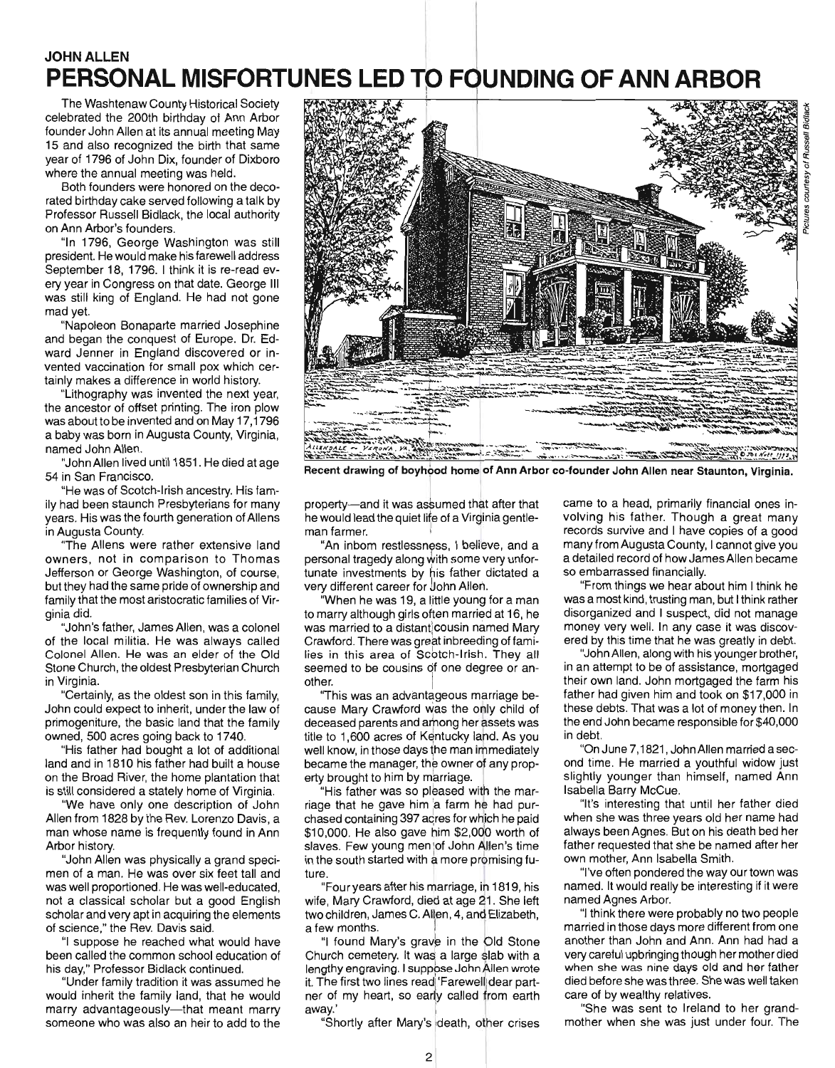**JOHN ALLEN**

# PERSONAL MISFORTUNES LED TO FOUNDING OF ANN ARBOR

The Washtenaw County Historical Society celebrated the 200th birthday of Ann Arbor founder John Allen at its annual meeting May 15 and also recognized the birth that same year of 1796 of John Dix, founder of Dixboro where the annual meeting was held.

Both founders were honored on the decorated birthday cake served following a talk by Professor Russell Bidlack, the local authority on Ann Arbor's founders.

"In 1796, George Washington was still president. He would make his farewell address September 18, 1796. I think it is re-read every year in Congress on that date. George III was still king of England. He had not gone mad yet.

"Napoleon Bonaparte married Josephine and began the conquest of Europe. Dr. Edward Jenner in England discovered or invented vaccination for small pox which certainly makes a difference in world history.

"Lithography was invented the next year, the ancestor of offset printing. The iron plow was about to be invented and on May 17,1796 a baby was born in Augusta County, Virginia, named John Allen.

"John Allen lived until 1851. He died at age 54 in San Francisco.

"He was of Scotch-Irish ancestry. His family had been staunch Presbyterians for many years. His was the fourth generation of Allens in Augusta County.

"The Allens were rather extensive land owners, not in comparison to Thomas Jefferson or George Washington, of course, but they had the same pride of ownership and family that the most aristocratic families of Virginia did.

"John's father, James Allen, was a colonel of the local militia. He was always called Colonel Allen. He was an elder of the Old Stone Church, the oldest Presbyterian Church in Virginia.

"Certainly, as the oldest son in this family, John could expect to inherit, under the law of primogeniture, the basic land that the family owned, 500 acres going back to 1740.

"His father had bought a lot of additional land and in 1810 his father had built a house on the Broad River, the home plantation that is still considered a stately home of Virginia.

"We have only one description of John Allen from 1828 by the Rev. Lorenzo Davis, a man whose name is frequently found in Ann Arbor history.

"John Allen was physically a grand specimen of a man. He was over six feet tall and was well proportioned. He was well-educated, not a classical scholar but a good English scholar and very apt in acquiring the elements of science," the Rev. Davis said.

"I suppose he reached what would have been called the common school education of his day," Professor Bidlack continued.

"Under family tradition it was assumed he would inherit the family land, that he would marry advantageously—that meant marry someone who was also an heir to add to the property—and it was assumed that after that he would lead the quiet life of a Virginia gentleman farmer.

Pictures courtesy of Russell Bidlack

Recent drawing of boyhood home of Ann Arbor co-founder John Allen near Staunton, Virginia.

"An inborn restlessness, I believe, and a personal tragedy along with some very unfortunate investments by his father dictated a very different career for John Allen.

"When he was 19, a little young for a man to marry although girls often married at 16, he was married to a distant cousin named Mary Crawford. There was great inbreeding of families in this area of Scotch-Irish. They all seemed to be cousins of one degree or another.

"This was an advantageous marriage because Mary Crawford was the only child of deceased parents and among her assets was title to 1,600 acres of Kentucky land. As you well know, in those days the man immediately became the manager, the owner of any property brought to him by marriage.

"His father was so pleased with the marriage that he gave him a farm he had purchased containing 397 acres for which he paid $10,000. He also gave him $2,000 worth of slaves. Few young men of John Allen's time in the south started with a more promising future.

"Four years after his marriage, in 1819, his wife, Mary Crawford, died at age 21. She left two children, James C. Allen, 4, and Elizabeth, a few months.

"I found Mary's grave in the Old Stone Church cemetery. It was a large slab with a lengthy engraving. I suppose John Allen wrote it. The first two lines read 'Farewell dear partner of my heart, so early called from earth away.'

"Shortly after Mary's death, other crises came to a head, primarily financial ones involving his father. Though a great many records survive and I have copies of a good many from Augusta County, I cannot give you a detailed record of how James Allen became so embarrassed financially.

"From things we hear about him I think he was a most kind, trusting man, but I think rather disorganized and I suspect, did not manage money very well. In any case it was discovered by this time that he was greatly in debt.

"John Allen, along with his younger brother, in an attempt to be of assistance, mortgaged their own land. John mortgaged the farm his father had given him and took on $17,000 in these debts. That was a lot of money then. In the end John became responsible for $40,000 in debt.

"On June 7,1821, John Allen married a second time. He married a youthful widow just slightly younger than himself, named Ann Isabella Barry McCue.

"It's interesting that until her father died when she was three years old her name had always been Agnes. But on his death bed her father requested that she be named after her own mother, Ann Isabella Smith.

"I've often pondered the way our town was named. It would really be interesting if it were named Agnes Arbor.

"I think there were probably no two people married in those days more different from one another than John and Ann. Ann had had a very careful upbringing though her mother died when she was nine days old and her father died before she was three. She was well taken care of by wealthy relatives.

"She was sent to Ireland to her grandmother when she was just under four. The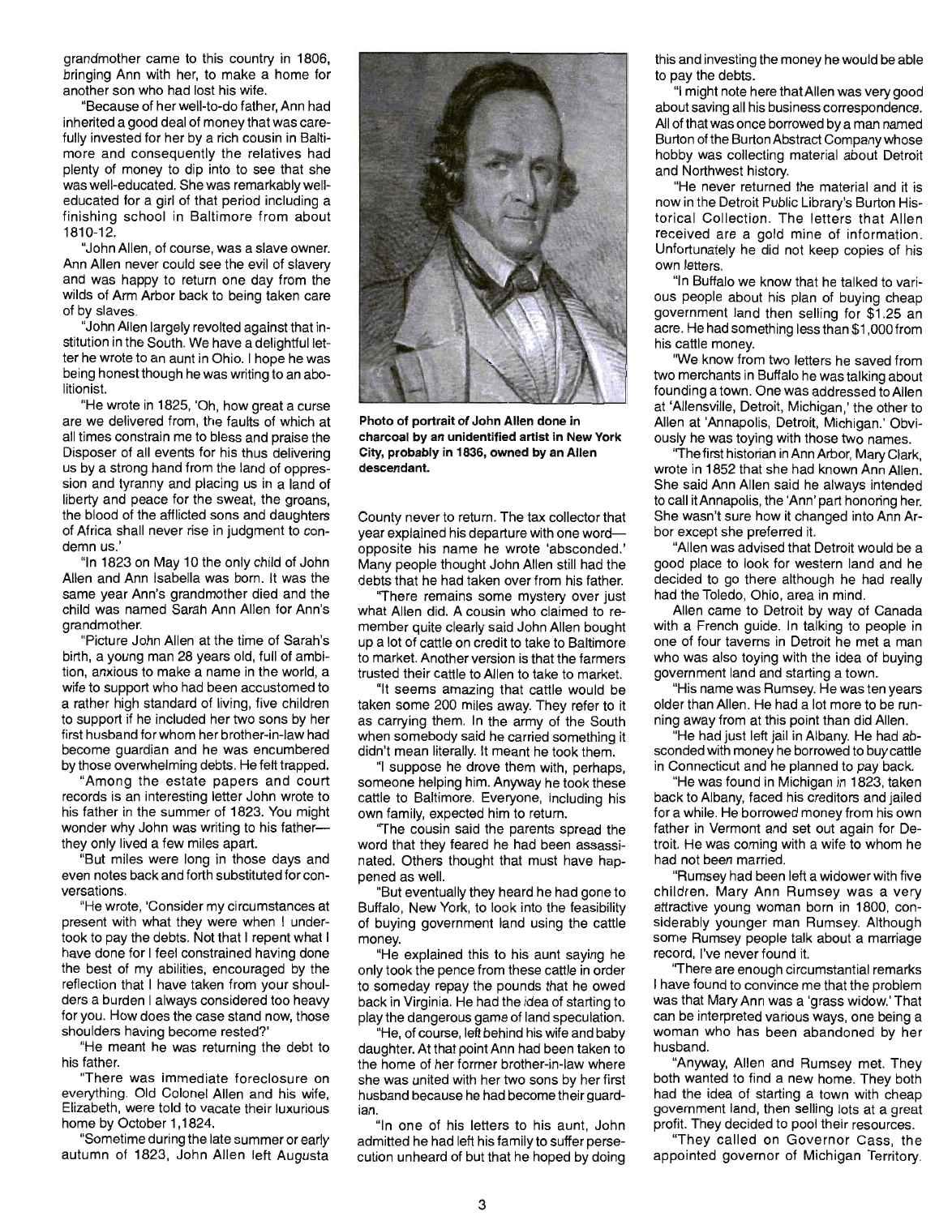grandmother came to this country in 1806, bringing Ann with her, to make a home for another son who had lost his wife.

"Because of her well-to-do father, Ann had inherited a good deal of money that was carefully invested for her by a rich cousin in Baltimore and consequently the relatives had plenty of money to dip into to see that she was well-educated. She was remarkably well-educated for a girl of that period including a finishing school in Baltimore from about 1810-12.

"John Allen, of course, was a slave owner. Ann Allen never could see the evil of slavery and was happy to return one day from the wilds of Arm Arbor back to being taken care of by slaves.

"John Allen largely revolted against that institution in the South. We have a delightful letter he wrote to an aunt in Ohio. I hope he was being honest though he was writing to an abolitionist.

"He wrote in 1825, 'Oh, how great a curse are we delivered from, the faults of which at all times constrain me to bless and praise the Disposer of all events for his thus delivering us by a strong hand from the land of oppression and tyranny and placing us in a land of liberty and peace for the sweat, the groans, the blood of the afflicted sons and daughters of Africa shall never rise in judgment to condemn us.'

"In 1823 on May 10 the only child of John Allen and Ann Isabella was born. It was the same year Ann's grandmother died and the child was named Sarah Ann Allen for Ann's grandmother.

"Picture John Allen at the time of Sarah's birth, a young man 28 years old, full of ambition, anxious to make a name in the world, a wife to support who had been accustomed to a rather high standard of living, five children to support if he included her two sons by her first husband for whom her brother-in-law had become guardian and he was encumbered by those overwhelming debts. He felt trapped.

"Among the estate papers and court records is an interesting letter John wrote to his father in the summer of 1823. You might wonder why John was writing to his father—they only lived a few miles apart.

"But miles were long in those days and even notes back and forth substituted for conversations.

"He wrote, 'Consider my circumstances at present with what they were when I undertook to pay the debts. Not that I repent what I have done for I feel constrained having done the best of my abilities, encouraged by the reflection that I have taken from your shoulders a burden I always considered too heavy for you. How does the case stand now, those shoulders having become rested?'

"He meant he was returning the debt to his father.

"There was immediate foreclosure on everything. Old Colonel Allen and his wife, Elizabeth, were told to vacate their luxurious home by October 1,1824.

"Sometime during the late summer or early autumn of 1823, John Allen left Augusta County never to return. The tax collector that year explained his departure with one word—opposite his name he wrote 'absconded.' Many people thought John Allen still had the debts that he had taken over from his father.

"There remains some mystery over just what Allen did. A cousin who claimed to remember quite clearly said John Allen bought up a lot of cattle on credit to take to Baltimore to market. Another version is that the farmers trusted their cattle to Allen to take to market.

"It seems amazing that cattle would be taken some 200 miles away. They refer to it as carrying them. In the army of the South when somebody said he carried something it didn't mean literally. It meant he took them.

"I suppose he drove them with, perhaps, someone helping him. Anyway he took these cattle to Baltimore. Everyone, including his own family, expected him to return.

"The cousin said the parents spread the word that they feared he had been assassinated. Others thought that must have happened as well.

"But eventually they heard he had gone to Buffalo, New York, to look into the feasibility of buying government land using the cattle money.

"He explained this to his aunt saying he only took the pence from these cattle in order to someday repay the pounds that he owed back in Virginia. He had the idea of starting to play the dangerous game of land speculation.

"He, of course, left behind his wife and baby daughter. At that point Ann had been taken to the home of her former brother-in-law where she was united with her two sons by her first husband because he had become their guardian.

"In one of his letters to his aunt, John admitted he had left his family to suffer persecution unheard of but that he hoped by doing this and investing the money he would be able to pay the debts.

"I might note here that Allen was very good about saving all his business correspondence. All of that was once borrowed by a man named Burton of the Burton Abstract Company whose hobby was collecting material about Detroit and Northwest history.

"He never returned the material and it is now in the Detroit Public Library's Burton Historical Collection. The letters that Allen received are a gold mine of information. Unfortunately he did not keep copies of his own letters.

"In Buffalo we know that he talked to various people about his plan of buying cheap government land then selling for $1.25 an acre. He had something less than $1,000 from his cattle money.

"We know from two letters he saved from two merchants in Buffalo he was talking about founding a town. One was addressed to Allen at 'Allensville, Detroit, Michigan,' the other to Allen at 'Annapolis, Detroit, Michigan.' Obviously he was toying with those two names.

"The first historian in Ann Arbor, Mary Clark, wrote in 1852 that she had known Ann Allen. She said Ann Allen said he always intended to call it Annapolis, the 'Ann' part honoring her. She wasn't sure how it changed into Ann Arbor except she preferred it.

"Allen was advised that Detroit would be a good place to look for western land and he decided to go there although he had really had the Toledo, Ohio, area in mind.

Allen came to Detroit by way of Canada with a French guide. In talking to people in one of four taverns in Detroit he met a man who was also toying with the idea of buying government land and starting a town.

"His name was Rumsey. He was ten years older than Allen. He had a lot more to be running away from at this point than did Allen.

"He had just left jail in Albany. He had absconded with money he borrowed to buy cattle in Connecticut and he planned to pay back.

"He was found in Michigan in 1823, taken back to Albany, faced his creditors and jailed for a while. He borrowed money from his own father in Vermont and set out again for Detroit. He was coming with a wife to whom he had not been married.

"Rumsey had been left a widower with five children. Mary Ann Rumsey was a very attractive young woman born in 1800, considerably younger man Rumsey. Although some Rumsey people talk about a marriage record, I've never found it.

"There are enough circumstantial remarks I have found to convince me that the problem was that Mary Ann was a 'grass widow.' That can be interpreted various ways, one being a woman who has been abandoned by her husband.

"Anyway, Allen and Rumsey met. They both wanted to find a new home. They both had the idea of starting a town with cheap government land, then selling lots at a great profit. They decided to pool their resources.

"They called on Governor Cass, the appointed governor of Michigan Territory.

**Photo of portrait of John Allen done in charcoal by an unidentified artist in New York City, probably in 1836, owned by an Allen descendant.**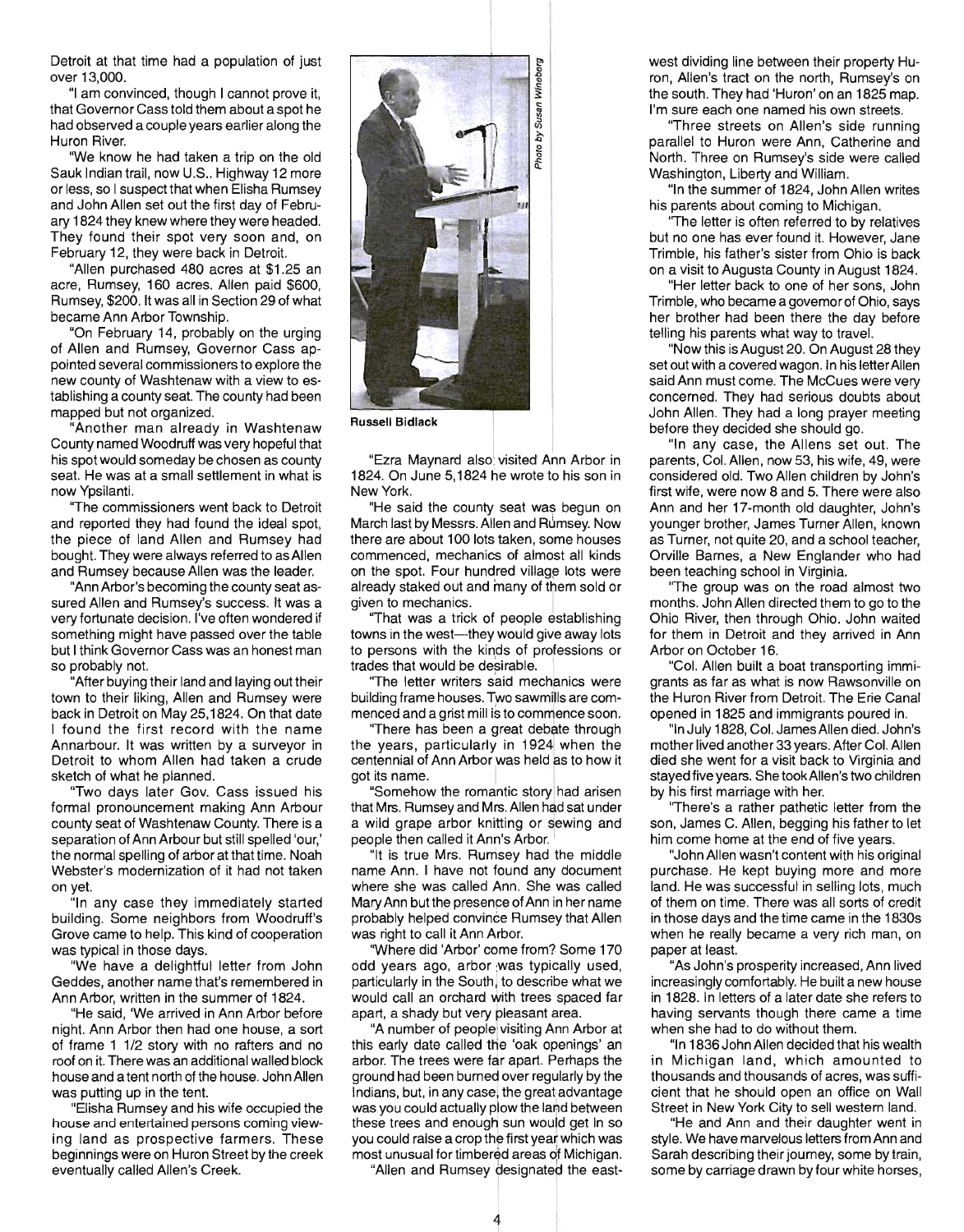Detroit at that time had a population of just over 13,000.

"I am convinced, though I cannot prove it, that Governor Cass told them about a spot he had observed a couple years earlier along the Huron River.

"We know he had taken a trip on the old Sauk Indian trail, now U.S.. Highway 12 more or less, so I suspect that when Elisha Rumsey and John Allen set out the first day of February 1824 they knew where they were headed. They found their spot very soon and, on February 12, they were back in Detroit.

"Allen purchased 480 acres at $1.25 an acre, Rumsey, 160 acres. Allen paid $600, Rumsey, $200. It was all in Section 29 of what became Ann Arbor Township.

"On February 14, probably on the urging of Allen and Rumsey, Governor Cass appointed several commissioners to explore the new county of Washtenaw with a view to establishing a county seat. The county had been mapped but not organized.

"Another man already in Washtenaw County named Woodruff was very hopeful that his spot would someday be chosen as county seat. He was at a small settlement in what is now Ypsilanti.

"The commissioners went back to Detroit and reported they had found the ideal spot, the piece of land Allen and Rumsey had bought. They were always referred to as Allen and Rumsey because Allen was the leader.

"Ann Arbor's becoming the county seat assured Allen and Rumsey's success. It was a very fortunate decision. I've often wondered if something might have passed over the table but I think Governor Cass was an honest man so probably not.

"After buying their land and laying out their town to their liking, Allen and Rumsey were back in Detroit on May 25,1824. On that date I found the first record with the name Annarbour. It was written by a surveyor in Detroit to whom Allen had taken a crude sketch of what he planned.

"Two days later Gov. Cass issued his formal pronouncement making Ann Arbour county seat of Washtenaw County. There is a separation of Ann Arbour but still spelled 'our,' the normal spelling of arbor at that time. Noah Webster's modernization of it had not taken on yet.

"In any case they immediately started building. Some neighbors from Woodruff's Grove came to help. This kind of cooperation was typical in those days.

"We have a delightful letter from John Geddes, another name that's remembered in Ann Arbor, written in the summer of 1824.

"He said, 'We arrived in Ann Arbor before night. Ann Arbor then had one house, a sort of frame 1 1/2 story with no rafters and no roof on it. There was an additional walled block house and a tent north of the house. John Allen was putting up in the tent.

"Elisha Rumsey and his wife occupied the house and entertained persons coming viewing land as prospective farmers. These beginnings were on Huron Street by the creek eventually called Allen's Creek.

Photo by Susan Wineberg

**Russell Bidlack**

"Ezra Maynard also visited Ann Arbor in 1824. On June 5,1824 he wrote to his son in New York.

"He said the county seat was begun on March last by Messrs. Allen and Rumsey. Now there are about 100 lots taken, some houses commenced, mechanics of almost all kinds on the spot. Four hundred village lots were already staked out and many of them sold or given to mechanics.

"That was a trick of people establishing towns in the west—they would give away lots to persons with the kinds of professions or trades that would be desirable.

"The letter writers said mechanics were building frame houses. Two sawmills are commenced and a grist mill is to commence soon.

"There has been a great debate through the years, particularly in 1924 when the centennial of Ann Arbor was held as to how it got its name.

"Somehow the romantic story had arisen that Mrs. Rumsey and Mrs. Allen had sat under a wild grape arbor knitting or sewing and people then called it Ann's Arbor.

"It is true Mrs. Rumsey had the middle name Ann. I have not found any document where she was called Ann. She was called Mary Ann but the presence of Ann in her name probably helped convince Rumsey that Allen was right to call it Ann Arbor.

"Where did 'Arbor' come from? Some 170 odd years ago, arbor was typically used, particularly in the South, to describe what we would call an orchard with trees spaced far apart, a shady but very pleasant area.

"A number of people visiting Ann Arbor at this early date called the 'oak openings' an arbor. The trees were far apart. Perhaps the ground had been burned over regularly by the Indians, but, in any case, the great advantage was you could actually plow the land between these trees and enough sun would get in so you could raise a crop the first year which was most unusual for timbered areas of Michigan.

"Allen and Rumsey designated the east-west dividing line between their property Huron, Allen's tract on the north, Rumsey's on the south. They had 'Huron' on an 1825 map. I'm sure each one named his own streets.

"Three streets on Allen's side running parallel to Huron were Ann, Catherine and North. Three on Rumsey's side were called Washington, Liberty and William.

"In the summer of 1824, John Allen writes his parents about coming to Michigan.

"The letter is often referred to by relatives but no one has ever found it. However, Jane Trimble, his father's sister from Ohio is back on a visit to Augusta County in August 1824.

"Her letter back to one of her sons, John Trimble, who became a governor of Ohio, says her brother had been there the day before telling his parents what way to travel.

"Now this is August 20. On August 28 they set out with a covered wagon. In his letter Allen said Ann must come. The McCues were very concerned. They had serious doubts about John Allen. They had a long prayer meeting before they decided she should go.

"In any case, the Allens set out. The parents, Col. Allen, now 53, his wife, 49, were considered old. Two Allen children by John's first wife, were now 8 and 5. There were also Ann and her 17-month old daughter, John's younger brother, James Turner Allen, known as Turner, not quite 20, and a school teacher, Orville Barnes, a New Englander who had been teaching school in Virginia.

"The group was on the road almost two months. John Allen directed them to go to the Ohio River, then through Ohio. John waited for them in Detroit and they arrived in Ann Arbor on October 16.

"Col. Allen built a boat transporting immigrants as far as what is now Rawsonville on the Huron River from Detroit. The Erie Canal opened in 1825 and immigrants poured in.

"In July 1828, Col. James Allen died. John's mother lived another 33 years. After Col. Allen died she went for a visit back to Virginia and stayed five years. She took Allen's two children by his first marriage with her.

"There's a rather pathetic letter from the son, James C. Allen, begging his father to let him come home at the end of five years.

"John Allen wasn't content with his original purchase. He kept buying more and more land. He was successful in selling lots, much of them on time. There was all sorts of credit in those days and the time came in the 1830s when he really became a very rich man, on paper at least.

"As John's prosperity increased, Ann lived increasingly comfortably. He built a new house in 1828. In letters of a later date she refers to having servants though there came a time when she had to do without them.

"In 1836 John Allen decided that his wealth in Michigan land, which amounted to thousands and thousands of acres, was sufficient that he should open an office on Wall Street in New York City to sell western land.

"He and Ann and their daughter went in style. We have marvelous letters from Ann and Sarah describing their journey, some by train, some by carriage drawn by four white horses,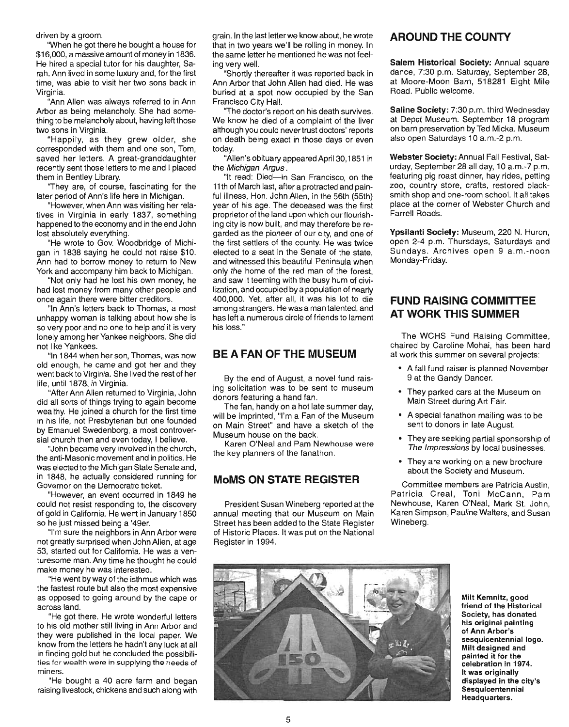driven by a groom.

"When he got there he bought a house for $16,000, a massive amount of money in 1836. He hired a special tutor for his daughter, Sarah. Ann lived in some luxury and, for the first time, was able to visit her two sons back in Virginia.

"Ann Allen was always referred to in Ann Arbor as being melancholy. She had something to be melancholy about, having left those two sons in Virginia.

"Happily, as they grew older, she corresponded with them and one son, Tom, saved her letters. A great-granddaughter recently sent those letters to me and I placed them in Bentley Library.

"They are, of course, fascinating for the later period of Ann's life here in Michigan.

"However, when Ann was visiting her relatives in Virginia in early 1837, something happened to the economy and in the end John lost absolutely everything.

"He wrote to Gov. Woodbridge of Michigan in 1838 saying he could not raise $10. Ann had to borrow money to return to New York and accompany him back to Michigan.

"Not only had he lost his own money, he had lost money from many other people and once again there were bitter creditors.

"In Ann's letters back to Thomas, a most unhappy woman is talking about how she is so very poor and no one to help and it is very lonely among her Yankee neighbors. She did not like Yankees.

"In 1844 when her son, Thomas, was now old enough, he came and got her and they went back to Virginia. She lived the rest of her life, until 1878, in Virginia.

"After Ann Allen returned to Virginia, John did all sorts of things trying to again become wealthy. He joined a church for the first time in his life, not Presbyterian but one founded by Emanuel Swedenborg, a most controversial church then and even today, I believe.

"John became very involved in the church, the anti-Masonic movement and in politics. He was elected to the Michigan State Senate and, in 1848, he actually considered running for Governor on the Democratic ticket.

"However, an event occurred in 1849 he could not resist responding to, the discovery of gold in California. He went in January 1850 so he just missed being a '49er.

"I'm sure the neighbors in Ann Arbor were not greatly surprised when John Allen, at age 53, started out for California. He was a venturesome man. Any time he thought he could make money he was interested.

"He went by way of the isthmus which was the fastest route but also the most expensive as opposed to going around by the cape or across land.

"He got there. He wrote wonderful letters to his old mother still living in Ann Arbor and they were published in the local paper. We know from the letters he hadn't any luck at all in finding gold but he concluded the possibilities for wealth were in supplying the needs of miners.

"He bought a 40 acre farm and began raising livestock, chickens and such along with grain. In the last letter we know about, he wrote that in two years we'll be rolling in money. In the same letter he mentioned he was not feeling very well.

"Shortly thereafter it was reported back in Ann Arbor that John Allen had died. He was buried at a spot now occupied by the San Francisco City Hall.

"The doctor's report on his death survives. We know he died of a complaint of the liver although you could never trust doctors' reports on death being exact in those days or even today.

"Allen's obituary appeared April 30, 1851 in the *Michigan Argus*.

"It read: Died—in San Francisco, on the 11th of March last, after a protracted and painful illness, Hon. John Allen, in the 56th (55th) year of his age. The deceased was the first proprietor of the land upon which our flourishing city is now built, and may therefore be regarded as the pioneer of our city, and one of the first settlers of the county. He was twice elected to a seat in the Senate of the state, and witnessed this beautiful Peninsula when only the home of the red man of the forest, and saw it teeming with the busy hum of civilization, and occupied by a population of nearly 400,000. Yet, after all, it was his lot to die among strangers. He was a man talented, and has left a numerous circle of friends to lament his loss."

## BE A FAN OF THE MUSEUM

By the end of August, a novel fund raising solicitation was to be sent to museum donors featuring a hand fan.

The fan, handy on a hot late summer day, will be imprinted, "I'm a Fan of the Museum on Main Street" and have a sketch of the Museum house on the back.

Karen O'Neal and Pam Newhouse were the key planners of the fanathon.

## MoMS ON STATE REGISTER

President Susan Wineberg reported at the annual meeting that our Museum on Main Street has been added to the State Register of Historic Places. It was put on the National Register in 1994.

## AROUND THE COUNTY

**Salem Historical Society:** Annual square dance, 7:30 p.m. Saturday, September 28, at Moore-Moon Barn, 518281 Eight Mile Road. Public welcome.

**Saline Society:** 7:30 p.m. third Wednesday at Depot Museum. September 18 program on barn preservation by Ted Micka. Museum also open Saturdays 10 a.m.-2 p.m.

**Webster Society:** Annual Fall Festival, Saturday, September 28 all day, 10 a.m.-7 p.m. featuring pig roast dinner, hay rides, petting zoo, country store, crafts, restored blacksmith shop and one-room school. It all takes place at the corner of Webster Church and Farrell Roads.

**Ypsilanti Society:** Museum, 220 N. Huron, open 2-4 p.m. Thursdays, Saturdays and Sundays. Archives open 9 a.m.-noon Monday-Friday.

## FUND RAISING COMMITTEE AT WORK THIS SUMMER

The WCHS Fund Raising Committee, chaired by Caroline Mohai, has been hard at work this summer on several projects:

- A fall fund raiser is planned November 9 at the Gandy Dancer.
- They parked cars at the Museum on Main Street during Art Fair.
- A special fanathon mailing was to be sent to donors in late August.
- They are seeking partial sponsorship of *The Impressions* by local businesses.
- They are working on a new brochure about the Society and Museum.

Committee members are Patricia Austin, Patricia Creal, Toni McCann, Pam Newhouse, Karen O'Neal, Mark St. John, Karen Simpson, Pauline Walters, and Susan Wineberg.

**Milt Kemnitz, good friend of the Historical Society, has donated his original painting of Ann Arbor's sesquicentennial logo. Milt designed and painted it for the celebration in 1974. It was originally displayed in the city's Sesquicentennial Headquarters.**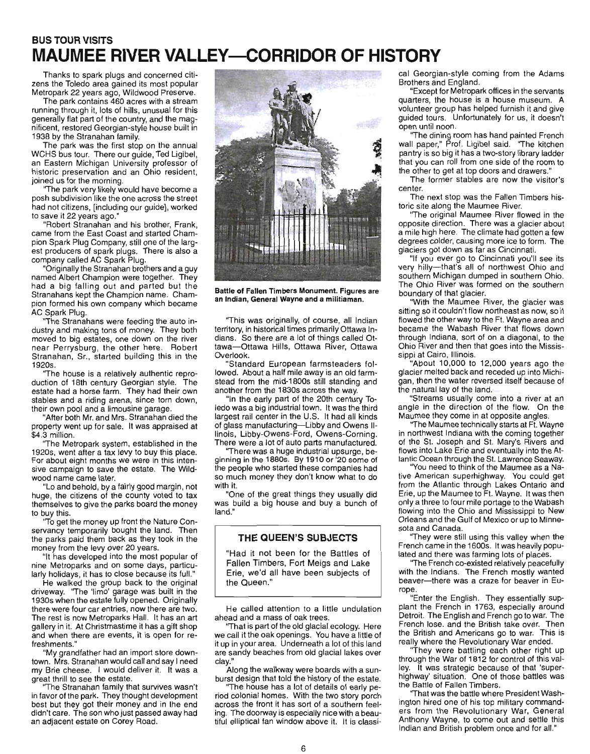**BUS TOUR VISITS**

# MAUMEE RIVER VALLEY—CORRIDOR OF HISTORY

Thanks to spark plugs and concerned citizens the Toledo area gained its most popular Metropark 22 years ago, Wildwood Preserve.

The park contains 460 acres with a stream running through it, lots of hills, unusual for this generally flat part of the country, and the magnificent, restored Georgian-style house built in 1938 by the Stranahan family.

The park was the first stop on the annual WCHS bus tour. There our guide, Ted Ligibel, an Eastern Michigan University professor of historic preservation and an Ohio resident, joined us for the morning.

"The park very likely would have become a posh subdivision like the one across the street had not citizens, [including our guide], worked to save it 22 years ago."

"Robert Stranahan and his brother, Frank, came from the East Coast and started Champion Spark Plug Company, still one of the largest producers of spark plugs. There is also a company called AC Spark Plug.

"Originally the Stranahan brothers and a guy named Albert Champion were together. They had a big falling out and parted but the Stranahans kept the Champion name. Champion formed his own company which became AC Spark Plug.

"The Stranahans were feeding the auto industry and making tons of money. They both moved to big estates, one down on the river near Perrysburg, the other here. Robert Stranahan, Sr., started building this in the 1920s.

"The house is a relatively authentic reproduction of 18th century Georgian style. The estate had a horse farm. They had their own stables and a riding arena, since torn down, their own pool and a limousine garage.

"After both Mr. and Mrs. Stranahan died the property went up for sale. It was appraised at $4.3 million.

"The Metropark system, established in the 1920s, went after a tax levy to buy this place. For about eight months we were in this intensive campaign to save the estate. The Wildwood name came later.

"Lo and behold, by a fairly good margin, not huge, the citizens of the county voted to tax themselves to give the parks board the money to buy this.

"To get the money up front the Nature Conservancy temporarily bought the land. Then the parks paid them back as they took in the money from the levy over 20 years.

"It has developed into the most popular of nine Metroparks and on some days, particularly holidays, it has to close because its full."

He walked the group back to the original driveway. "The 'limo' garage was built in the 1930s when the estate fully opened. Originally there were four car entries, now there are two. The rest is now Metroparks Hall. It has an art gallery in it. At Christmastime it has a gift shop and when there are events, it is open for refreshments."

"My grandfather had an import store downtown. Mrs. Stranahan would call and say I need my Brie cheese. I would deliver it. It was a great thrill to see the estate.

"The Stranahan family that survives wasn't in favor of the park. They thought development best but they got their money and in the end didn't care. The son who just passed away had an adjacent estate on Corey Road.

**Battle of Fallen Timbers Monument. Figures are an Indian, General Wayne and a militiaman.**

"This was originally, of course, all Indian territory, in historical times primarily Ottawa Indians. So there are a lot of things called Ottawa—Ottawa Hills, Ottawa River, Ottawa Overlook.

"Standard European farmsteaders followed. About a half mile away is an old farmstead from the mid-1800s still standing and another from the 1830s across the way.

"In the early part of the 20th century Toledo was a big industrial town. It was the third largest rail center in the U.S. It had all kinds of glass manufacturing—Libby and Owens Illinois, Libby-Owens-Ford, Owens-Corning. There were a lot of auto parts manufactured.

"There was a huge industrial upsurge, beginning in the 1880s. By 1910 or '20 some of the people who started these companies had so much money they don't know what to do with it.

"One of the great things they usually did was build a big house and buy a bunch of land."

> **THE QUEEN'S SUBJECTS**
>
> "Had it not been for the Battles of Fallen Timbers, Fort Meigs and Lake Erie, we'd all have been subjects of the Queen."

He called attention to a little undulation ahead and a mass of oak trees.

"That is part of the old glacial ecology. Here we call it the oak openings. You have a little of it up in your area. Underneath a lot of this land are sandy beaches from old glacial lakes over clay."

Along the walkway were boards with a sunburst design that told the history of the estate.

"The house has a lot of details of early period colonial homes. With the two story porch across the front it has sort of a southern feeling. The doorway is especially nice with a beautiful elliptical fan window above it. It is classical Georgian-style coming from the Adams Brothers and England.

"Except for Metropark offices in the servants quarters, the house is a house museum. A volunteer group has helped furnish it and give guided tours. Unfortunately for us, it doesn't open until noon.

"The dining room has hand painted French wall paper," Prof. Ligibel said. "The kitchen pantry is so big it has a two-story library ladder that you can roll from one side of the room to the other to get at top doors and drawers."

The former stables are now the visitor's center.

The next stop was the Fallen Timbers historic site along the Maumee River.

"The original Maumee River flowed in the opposite direction. There was a glacier about a mile high here. The climate had gotten a few degrees colder, causing more ice to form. The glaciers got down as far as Cincinnati.

"If you ever go to Cincinnati you'll see its very hilly—that's all of northwest Ohio and southern Michigan dumped in southern Ohio. The Ohio River was formed on the southern boundary of that glacier.

"With the Maumee River, the glacier was sitting so it couldn't flow northeast as now, so it flowed the other way to the Ft. Wayne area and became the Wabash River that flows down through Indiana, sort of on a diagonal, to the Ohio River and then that goes into the Mississippi at Cairo, Illinois.

"About 10,000 to 12,000 years ago the glacier melted back and receded up into Michigan, then the water reversed itself because of the natural lay of the land.

"Streams usually come into a river at an angle in the direction of the flow. On the Maumee they come in at opposite angles.

"The Maumee technically starts at Ft. Wayne in northwest Indiana with the coming together of the St. Joseph and St. Mary's Rivers and flows into Lake Erie and eventually into the Atlantic Ocean through the St. Lawrence Seaway.

"You need to think of the Maumee as a Native American superhighway. You could get from the Atlantic through Lakes Ontario and Erie, up the Maumee to Ft. Wayne. It was then only a three to four mile portage to the Wabash flowing into the Ohio and Mississippi to New Orleans and the Gulf of Mexico or up to Minnesota and Canada.

"They were still using this valley when the French came in the 1600s. It was heavily populated and there was farming lots of places.

"The French co-existed relatively peacefully with the Indians. The French mostly wanted beaver—there was a craze for beaver in Europe.

"Enter the English. They essentially supplant the French in 1763, especially around Detroit. The English and French go to war. The French lose, and the British take over. Then the British and Americans go to war. This is really where the Revolutionary War ended.

"They were battling each other right up through the War of 1812 for control of this valley. It was strategic because of that 'superhighway' situation. One of those battles was the Battle of Fallen Timbers.

"That was the battle where President Washington hired one of his top military commanders from the Revolutionary War, General Anthony Wayne, to come out and settle this Indian and British problem once and for all."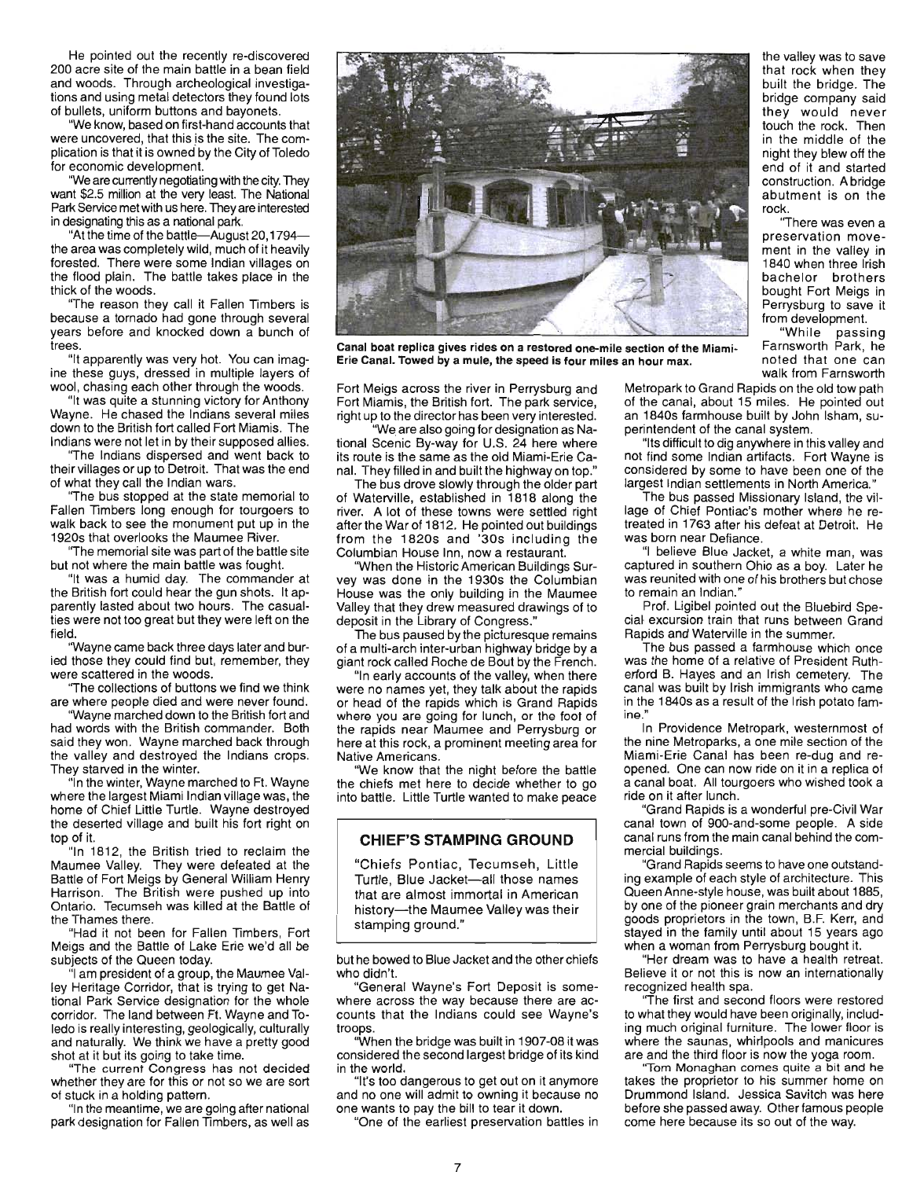He pointed out the recently re-discovered 200 acre site of the main battle in a bean field and woods. Through archeological investigations and using metal detectors they found lots of bullets, uniform buttons and bayonets.

"We know, based on first-hand accounts that were uncovered, that this is the site. The complication is that it is owned by the City of Toledo for economic development.

"We are currently negotiating with the city. They want $2.5 million at the very least. The National Park Service met with us here. They are interested in designating this as a national park.

"At the time of the battle—August 20,1794—the area was completely wild, much of it heavily forested. There were some Indian villages on the flood plain. The battle takes place in the thick of the woods.

"The reason they call it Fallen Timbers is because a tornado had gone through several years before and knocked down a bunch of trees.

"It apparently was very hot. You can imagine these guys, dressed in multiple layers of wool, chasing each other through the woods.

"It was quite a stunning victory for Anthony Wayne. He chased the Indians several miles down to the British fort called Fort Miamis. The Indians were not let in by their supposed allies.

"The Indians dispersed and went back to their villages or up to Detroit. That was the end of what they call the Indian wars.

"The bus stopped at the state memorial to Fallen Timbers long enough for tourgoers to walk back to see the monument put up in the 1920s that overlooks the Maumee River.

"The memorial site was part of the battle site but not where the main battle was fought.

"It was a humid day. The commander at the British fort could hear the gun shots. It apparently lasted about two hours. The casualties were not too great but they were left on the field.

"Wayne came back three days later and buried those they could find but, remember, they were scattered in the woods.

"The collections of buttons we find we think are where people died and were never found.

"Wayne marched down to the British fort and had words with the British commander. Both said they won. Wayne marched back through the valley and destroyed the Indians crops. They starved in the winter.

"In the winter, Wayne marched to Ft. Wayne where the largest Miami Indian village was, the home of Chief Little Turtle. Wayne destroyed the deserted village and built his fort right on top of it.

"In 1812, the British tried to reclaim the Maumee Valley. They were defeated at the Battle of Fort Meigs by General William Henry Harrison. The British were pushed up into Ontario. Tecumseh was killed at the Battle of the Thames there.

"Had it not been for Fallen Timbers, Fort Meigs and the Battle of Lake Erie we'd all be subjects of the Queen today.

"I am president of a group, the Maumee Valley Heritage Corridor, that is trying to get National Park Service designation for the whole corridor. The land between Ft. Wayne and Toledo is really interesting, geologically, culturally and naturally. We think we have a pretty good shot at it but its going to take time.

"The current Congress has not decided whether they are for this or not so we are sort of stuck in a holding pattern.

"In the meantime, we are going after national park designation for Fallen Timbers, as well as Fort Meigs across the river in Perrysburg and Fort Miamis, the British fort. The park service, right up to the director has been very interested.

"We are also going for designation as National Scenic By-way for U.S. 24 here where its route is the same as the old Miami-Erie Canal. They filled in and built the highway on top."

The bus drove slowly through the older part of Waterville, established in 1818 along the river. A lot of these towns were settled right after the War of 1812. He pointed out buildings from the 1820s and '30s including the Columbian House Inn, now a restaurant.

"When the Historic American Buildings Survey was done in the 1930s the Columbian House was the only building in the Maumee Valley that they drew measured drawings of to deposit in the Library of Congress."

The bus paused by the picturesque remains of a multi-arch inter-urban highway bridge by a giant rock called Roche de Bout by the French.

"In early accounts of the valley, when there were no names yet, they talk about the rapids or head of the rapids which is Grand Rapids where you are going for lunch, or the foot of the rapids near Maumee and Perrysburg or here at this rock, a prominent meeting area for Native Americans.

"We know that the night before the battle the chiefs met here to decide whether to go into battle. Little Turtle wanted to make peace but he bowed to Blue Jacket and the other chiefs who didn't.

"General Wayne's Fort Deposit is somewhere across the way because there are accounts that the Indians could see Wayne's troops.

"When the bridge was built in 1907-08 it was considered the second largest bridge of its kind in the world.

"It's too dangerous to get out on it anymore and no one will admit to owning it because no one wants to pay the bill to tear it down.

"One of the earliest preservation battles in the valley was to save that rock when they built the bridge. The bridge company said they would never touch the rock. Then in the middle of the night they blew off the end of it and started construction. A bridge abutment is on the rock.

"There was even a preservation movement in the valley in 1840 when three Irish bachelor brothers bought Fort Meigs in Perrysburg to save it from development.

"While passing Farnsworth Park, he noted that one can walk from Farnsworth Metropark to Grand Rapids on the old tow path of the canal, about 15 miles. He pointed out an 1840s farmhouse built by John Isham, superintendent of the canal system.

"Its difficult to dig anywhere in this valley and not find some Indian artifacts. Fort Wayne is considered by some to have been one of the largest Indian settlements in North America."

The bus passed Missionary Island, the village of Chief Pontiac's mother where he retreated in 1763 after his defeat at Detroit. He was born near Defiance.

"I believe Blue Jacket, a white man, was captured in southern Ohio as a boy. Later he was reunited with one of his brothers but chose to remain an Indian."

Prof. Ligibel pointed out the Bluebird Special excursion train that runs between Grand Rapids and Waterville in the summer.

The bus passed a farmhouse which once was the home of a relative of President Rutherford B. Hayes and an Irish cemetery. The canal was built by Irish immigrants who came in the 1840s as a result of the Irish potato famine."

In Providence Metropark, westernmost of the nine Metroparks, a one mile section of the Miami-Erie Canal has been re-dug and reopened. One can now ride on it in a replica of a canal boat. All tourgoers who wished took a ride on it after lunch.

"Grand Rapids is a wonderful pre-Civil War canal town of 900-and-some people. A side canal runs from the main canal behind the commercial buildings.

"Grand Rapids seems to have one outstanding example of each style of architecture. This Queen Anne-style house, was built about 1885, by one of the pioneer grain merchants and dry goods proprietors in the town, B.F. Kerr, and stayed in the family until about 15 years ago when a woman from Perrysburg bought it.

"Her dream was to have a health retreat. Believe it or not this is now an internationally recognized health spa.

"The first and second floors were restored to what they would have been originally, including much original furniture. The lower floor is where the saunas, whirlpools and manicures are and the third floor is now the yoga room.

"Tom Monaghan comes quite a bit and he takes the proprietor to his summer home on Drummond Island. Jessica Savitch was here before she passed away. Other famous people come here because its so out of the way.

**Canal boat replica gives rides on a restored one-mile section of the Miami-Erie Canal. Towed by a mule, the speed is four miles an hour max.**

### CHIEF'S STAMPING GROUND

"Chiefs Pontiac, Tecumseh, Little Turtle, Blue Jacket—all those names that are almost immortal in American history—the Maumee Valley was their stamping ground."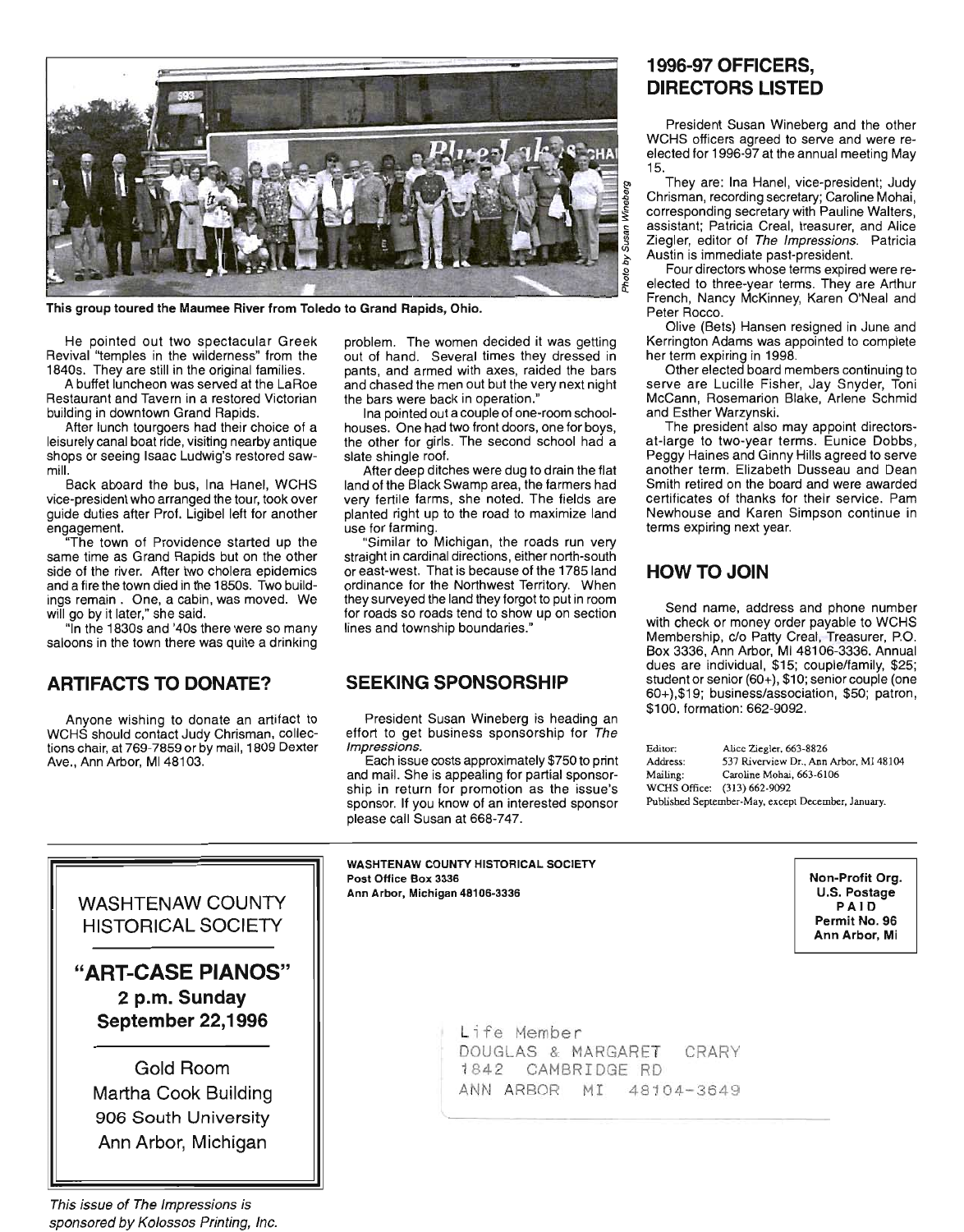This group toured the Maumee River from Toledo to Grand Rapids, Ohio.

*Photo by Susan Wineberg*

He pointed out two spectacular Greek Revival "temples in the wilderness" from the 1840s. They are still in the original families.

A buffet luncheon was served at the LaRoe Restaurant and Tavern in a restored Victorian building in downtown Grand Rapids.

After lunch tourgoers had their choice of a leisurely canal boat ride, visiting nearby antique shops or seeing Isaac Ludwig's restored sawmill.

Back aboard the bus, Ina Hanel, WCHS vice-president who arranged the tour, took over guide duties after Prof. Ligibel left for another engagement.

"The town of Providence started up the same time as Grand Rapids but on the other side of the river. After two cholera epidemics and a fire the town died in the 1850s. Two buildings remain . One, a cabin, was moved. We will go by it later," she said.

"In the 1830s and '40s there were so many saloons in the town there was quite a drinking problem. The women decided it was getting out of hand. Several times they dressed in pants, and armed with axes, raided the bars and chased the men out but the very next night the bars were back in operation."

Ina pointed out a couple of one-room schoolhouses. One had two front doors, one for boys, the other for girls. The second school had a slate shingle roof.

After deep ditches were dug to drain the flat land of the Black Swamp area, the farmers had very fertile farms, she noted. The fields are planted right up to the road to maximize land use for farming.

"Similar to Michigan, the roads run very straight in cardinal directions, either north-south or east-west. That is because of the 1785 land ordinance for the Northwest Territory. When they surveyed the land they forgot to put in room for roads so roads tend to show up on section lines and township boundaries."

## ARTIFACTS TO DONATE?

Anyone wishing to donate an artifact to WCHS should contact Judy Chrisman, collections chair, at 769-7859 or by mail, 1809 Dexter Ave., Ann Arbor, MI 48103.

## SEEKING SPONSORSHIP

President Susan Wineberg is heading an effort to get business sponsorship for *The Impressions*.

Each issue costs approximately $750 to print and mail. She is appealing for partial sponsorship in return for promotion as the issue's sponsor. If you know of an interested sponsor please call Susan at 668-747.

## 1996-97 OFFICERS, DIRECTORS LISTED

President Susan Wineberg and the other WCHS officers agreed to serve and were re-elected for 1996-97 at the annual meeting May 15.

They are: Ina Hanel, vice-president; Judy Chrisman, recording secretary; Caroline Mohai, corresponding secretary with Pauline Walters, assistant; Patricia Creal, treasurer, and Alice Ziegler, editor of *The Impressions*. Patricia Austin is immediate past-president.

Four directors whose terms expired were re-elected to three-year terms. They are Arthur French, Nancy McKinney, Karen O'Neal and Peter Rocco.

Olive (Bets) Hansen resigned in June and Kerrington Adams was appointed to complete her term expiring in 1998.

Other elected board members continuing to serve are Lucille Fisher, Jay Snyder, Toni McCann, Rosemarion Blake, Arlene Schmid and Esther Warzynski.

The president also may appoint directors-at-large to two-year terms. Eunice Dobbs, Peggy Haines and Ginny Hills agreed to serve another term. Elizabeth Dusseau and Dean Smith retired on the board and were awarded certificates of thanks for their service. Pam Newhouse and Karen Simpson continue in terms expiring next year.

## HOW TO JOIN

Send name, address and phone number with check or money order payable to WCHS Membership, c/o Patty Creal, Treasurer, P.O. Box 3336, Ann Arbor, MI 48106-3336. Annual dues are individual, $15; couple/family, $25; student or senior (60+), $10; senior couple (one 60+), $19; business/association, $50; patron, $100. formation: 662-9092.

| | |
|---|---|
| Editor: | Alice Ziegler, 663-8826 |
| Address: | 537 Riverview Dr., Ann Arbor, MI 48104 |
| Mailing: | Caroline Mohai, 663-6106 |
| WCHS Office: | (313) 662-9092 |

Published September-May, except December, January.

---

WASHTENAW COUNTY HISTORICAL SOCIETY

**"ART-CASE PIANOS"**

**2 p.m. Sunday**
**September 22,1996**

Gold Room
Martha Cook Building
906 South University
Ann Arbor, Michigan

*This issue of The Impressions is sponsored by Kolossos Printing, Inc.*

**WASHTENAW COUNTY HISTORICAL SOCIETY**
**Post Office Box 3336**
**Ann Arbor, Michigan 48106-3336**

**Non-Profit Org.**
**U.S. Postage**
**PAID**
**Permit No. 96**
**Ann Arbor, MI**

Life Member
DOUGLAS & MARGARET CRARY
1842 CAMBRIDGE RD
ANN ARBOR MI 48104-3649